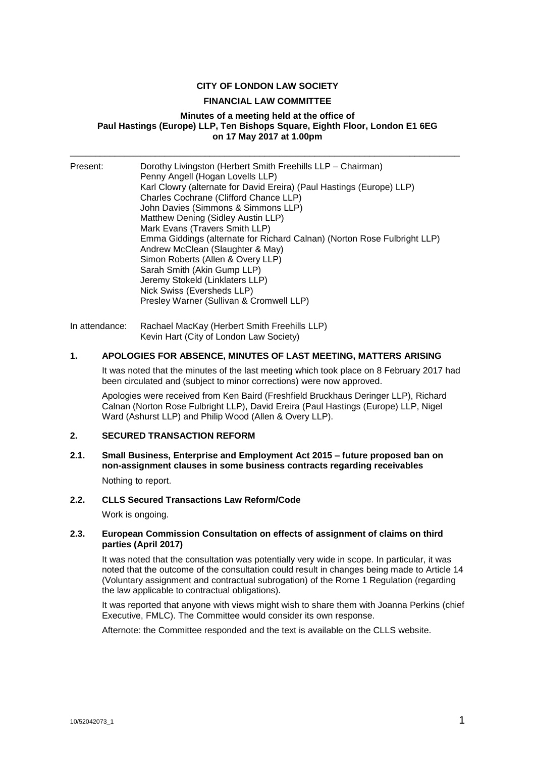**CITY OF LONDON LAW SOCIETY**

**FINANCIAL LAW COMMITTEE**

**Minutes of a meeting held at the office of Paul Hastings (Europe) LLP, Ten Bishops Square, Eighth Floor, London E1 6EG on 17 May 2017 at 1.00pm**

---

Present:
Dorothy Livingston (Herbert Smith Freehills LLP – Chairman)
Penny Angell (Hogan Lovells LLP)
Karl Clowry (alternate for David Ereira) (Paul Hastings (Europe) LLP)
Charles Cochrane (Clifford Chance LLP)
John Davies (Simmons & Simmons LLP)
Matthew Dening (Sidley Austin LLP)
Mark Evans (Travers Smith LLP)
Emma Giddings (alternate for Richard Calnan) (Norton Rose Fulbright LLP)
Andrew McClean (Slaughter & May)
Simon Roberts (Allen & Overy LLP)
Sarah Smith (Akin Gump LLP)
Jeremy Stokeld (Linklaters LLP)
Nick Swiss (Eversheds LLP)
Presley Warner (Sullivan & Cromwell LLP)

In attendance:
Rachael MacKay (Herbert Smith Freehills LLP)
Kevin Hart (City of London Law Society)

## 1. APOLOGIES FOR ABSENCE, MINUTES OF LAST MEETING, MATTERS ARISING

It was noted that the minutes of the last meeting which took place on 8 February 2017 had been circulated and (subject to minor corrections) were now approved.

Apologies were received from Ken Baird (Freshfield Bruckhaus Deringer LLP), Richard Calnan (Norton Rose Fulbright LLP), David Ereira (Paul Hastings (Europe) LLP, Nigel Ward (Ashurst LLP) and Philip Wood (Allen & Overy LLP).

## 2. SECURED TRANSACTION REFORM

### 2.1. Small Business, Enterprise and Employment Act 2015 – future proposed ban on non-assignment clauses in some business contracts regarding receivables

Nothing to report.

### 2.2. CLLS Secured Transactions Law Reform/Code

Work is ongoing.

### 2.3. European Commission Consultation on effects of assignment of claims on third parties (April 2017)

It was noted that the consultation was potentially very wide in scope. In particular, it was noted that the outcome of the consultation could result in changes being made to Article 14 (Voluntary assignment and contractual subrogation) of the Rome 1 Regulation (regarding the law applicable to contractual obligations).

It was reported that anyone with views might wish to share them with Joanna Perkins (chief Executive, FMLC). The Committee would consider its own response.

Afternote: the Committee responded and the text is available on the CLLS website.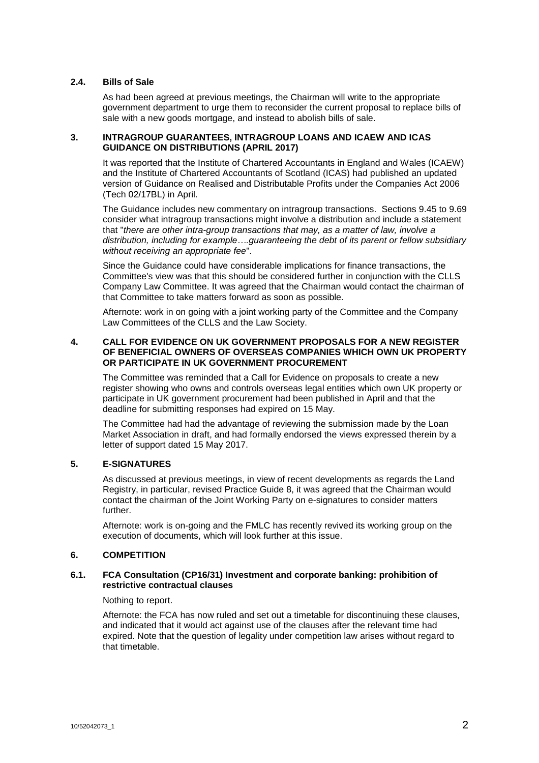### 2.4. Bills of Sale

As had been agreed at previous meetings, the Chairman will write to the appropriate government department to urge them to reconsider the current proposal to replace bills of sale with a new goods mortgage, and instead to abolish bills of sale.

## 3. INTRAGROUP GUARANTEES, INTRAGROUP LOANS AND ICAEW AND ICAS GUIDANCE ON DISTRIBUTIONS (APRIL 2017)

It was reported that the Institute of Chartered Accountants in England and Wales (ICAEW) and the Institute of Chartered Accountants of Scotland (ICAS) had published an updated version of Guidance on Realised and Distributable Profits under the Companies Act 2006 (Tech 02/17BL) in April.

The Guidance includes new commentary on intragroup transactions. Sections 9.45 to 9.69 consider what intragroup transactions might involve a distribution and include a statement that "*there are other intra-group transactions that may, as a matter of law, involve a distribution, including for example….guaranteeing the debt of its parent or fellow subsidiary without receiving an appropriate fee*".

Since the Guidance could have considerable implications for finance transactions, the Committee's view was that this should be considered further in conjunction with the CLLS Company Law Committee. It was agreed that the Chairman would contact the chairman of that Committee to take matters forward as soon as possible.

Afternote: work in on going with a joint working party of the Committee and the Company Law Committees of the CLLS and the Law Society.

## 4. CALL FOR EVIDENCE ON UK GOVERNMENT PROPOSALS FOR A NEW REGISTER OF BENEFICIAL OWNERS OF OVERSEAS COMPANIES WHICH OWN UK PROPERTY OR PARTICIPATE IN UK GOVERNMENT PROCUREMENT

The Committee was reminded that a Call for Evidence on proposals to create a new register showing who owns and controls overseas legal entities which own UK property or participate in UK government procurement had been published in April and that the deadline for submitting responses had expired on 15 May.

The Committee had had the advantage of reviewing the submission made by the Loan Market Association in draft, and had formally endorsed the views expressed therein by a letter of support dated 15 May 2017.

## 5. E-SIGNATURES

As discussed at previous meetings, in view of recent developments as regards the Land Registry, in particular, revised Practice Guide 8, it was agreed that the Chairman would contact the chairman of the Joint Working Party on e-signatures to consider matters further.

Afternote: work is on-going and the FMLC has recently revived its working group on the execution of documents, which will look further at this issue.

## 6. COMPETITION

### 6.1. FCA Consultation (CP16/31) Investment and corporate banking: prohibition of restrictive contractual clauses

Nothing to report.

Afternote: the FCA has now ruled and set out a timetable for discontinuing these clauses, and indicated that it would act against use of the clauses after the relevant time had expired. Note that the question of legality under competition law arises without regard to that timetable.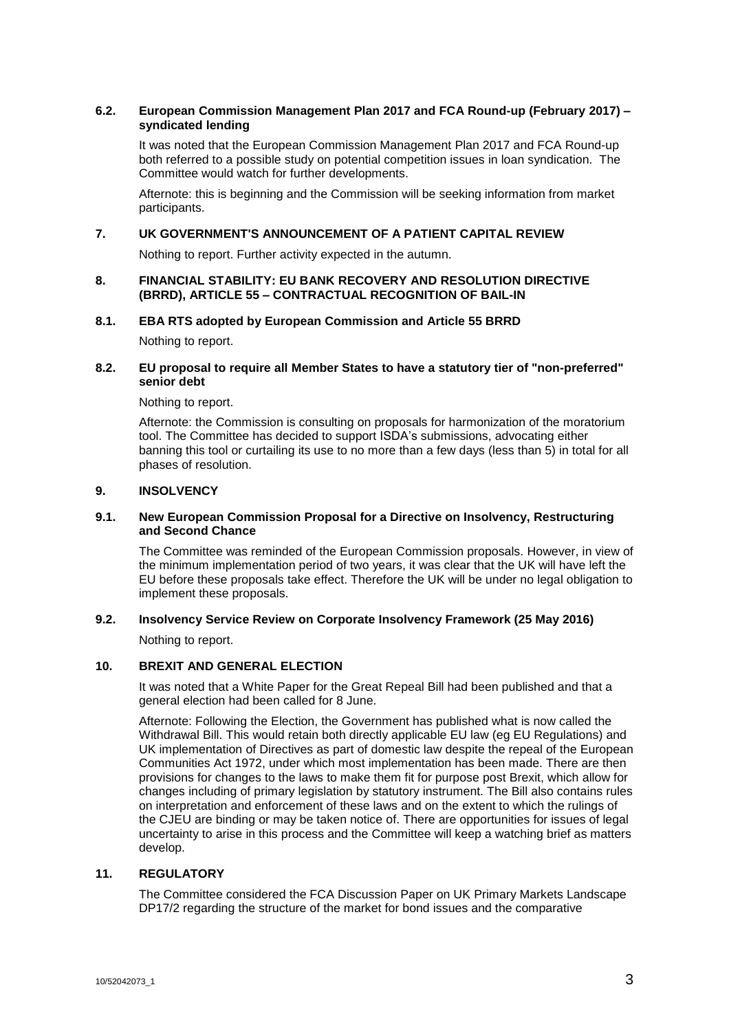### 6.2. European Commission Management Plan 2017 and FCA Round-up (February 2017) – syndicated lending

It was noted that the European Commission Management Plan 2017 and FCA Round-up both referred to a possible study on potential competition issues in loan syndication. The Committee would watch for further developments.

Afternote: this is beginning and the Commission will be seeking information from market participants.

## 7. UK GOVERNMENT'S ANNOUNCEMENT OF A PATIENT CAPITAL REVIEW

Nothing to report. Further activity expected in the autumn.

## 8. FINANCIAL STABILITY: EU BANK RECOVERY AND RESOLUTION DIRECTIVE (BRRD), ARTICLE 55 – CONTRACTUAL RECOGNITION OF BAIL-IN

### 8.1. EBA RTS adopted by European Commission and Article 55 BRRD

Nothing to report.

### 8.2. EU proposal to require all Member States to have a statutory tier of "non-preferred" senior debt

Nothing to report.

Afternote: the Commission is consulting on proposals for harmonization of the moratorium tool. The Committee has decided to support ISDA's submissions, advocating either banning this tool or curtailing its use to no more than a few days (less than 5) in total for all phases of resolution.

## 9. INSOLVENCY

### 9.1. New European Commission Proposal for a Directive on Insolvency, Restructuring and Second Chance

The Committee was reminded of the European Commission proposals. However, in view of the minimum implementation period of two years, it was clear that the UK will have left the EU before these proposals take effect. Therefore the UK will be under no legal obligation to implement these proposals.

### 9.2. Insolvency Service Review on Corporate Insolvency Framework (25 May 2016)

Nothing to report.

## 10. BREXIT AND GENERAL ELECTION

It was noted that a White Paper for the Great Repeal Bill had been published and that a general election had been called for 8 June.

Afternote: Following the Election, the Government has published what is now called the Withdrawal Bill. This would retain both directly applicable EU law (eg EU Regulations) and UK implementation of Directives as part of domestic law despite the repeal of the European Communities Act 1972, under which most implementation has been made. There are then provisions for changes to the laws to make them fit for purpose post Brexit, which allow for changes including of primary legislation by statutory instrument. The Bill also contains rules on interpretation and enforcement of these laws and on the extent to which the rulings of the CJEU are binding or may be taken notice of. There are opportunities for issues of legal uncertainty to arise in this process and the Committee will keep a watching brief as matters develop.

## 11. REGULATORY

The Committee considered the FCA Discussion Paper on UK Primary Markets Landscape DP17/2 regarding the structure of the market for bond issues and the comparative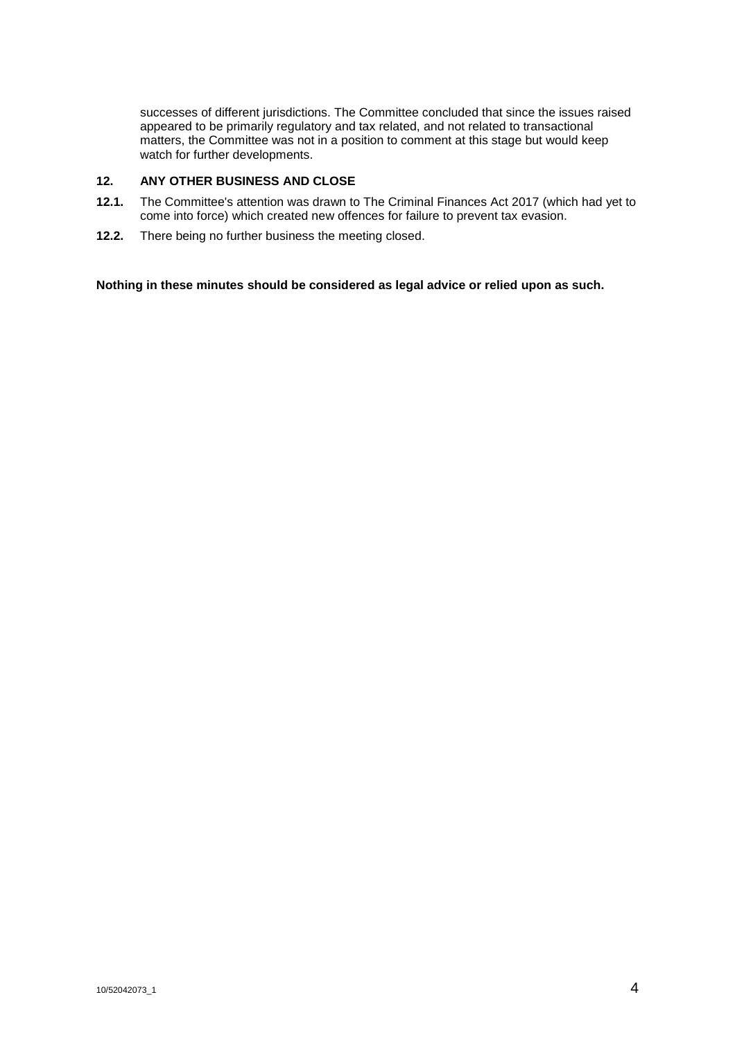successes of different jurisdictions. The Committee concluded that since the issues raised appeared to be primarily regulatory and tax related, and not related to transactional matters, the Committee was not in a position to comment at this stage but would keep watch for further developments.

## 12. ANY OTHER BUSINESS AND CLOSE

**12.1.** The Committee's attention was drawn to The Criminal Finances Act 2017 (which had yet to come into force) which created new offences for failure to prevent tax evasion.

**12.2.** There being no further business the meeting closed.

**Nothing in these minutes should be considered as legal advice or relied upon as such.**

10/52042073_1